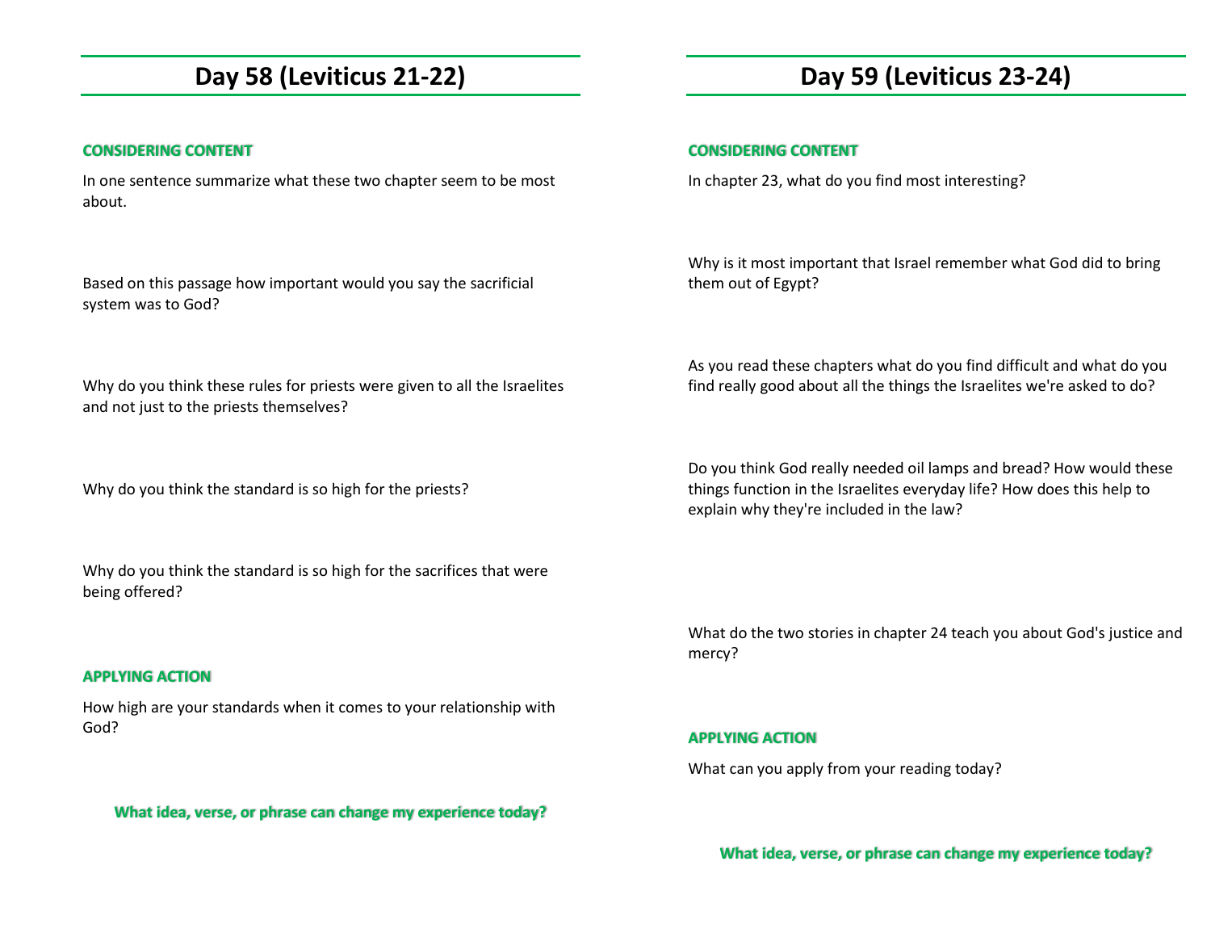# Day 58 (Leviticus 21-22)

**CONSIDERING CONTENT**

In one sentence summarize what these two chapter seem to be most about.

Based on this passage how important would you say the sacrificial system was to God?

Why do you think these rules for priests were given to all the Israelites and not just to the priests themselves?

Why do you think the standard is so high for the priests?

Why do you think the standard is so high for the sacrifices that were being offered?

**APPLYING ACTION**

How high are your standards when it comes to your relationship with God?

**What idea, verse, or phrase can change my experience today?**

# Day 59 (Leviticus 23-24)

**CONSIDERING CONTENT**

In chapter 23, what do you find most interesting?

Why is it most important that Israel remember what God did to bring them out of Egypt?

As you read these chapters what do you find difficult and what do you find really good about all the things the Israelites we're asked to do?

Do you think God really needed oil lamps and bread? How would these things function in the Israelites everyday life? How does this help to explain why they're included in the law?

What do the two stories in chapter 24 teach you about God's justice and mercy?

**APPLYING ACTION**

What can you apply from your reading today?

**What idea, verse, or phrase can change my experience today?**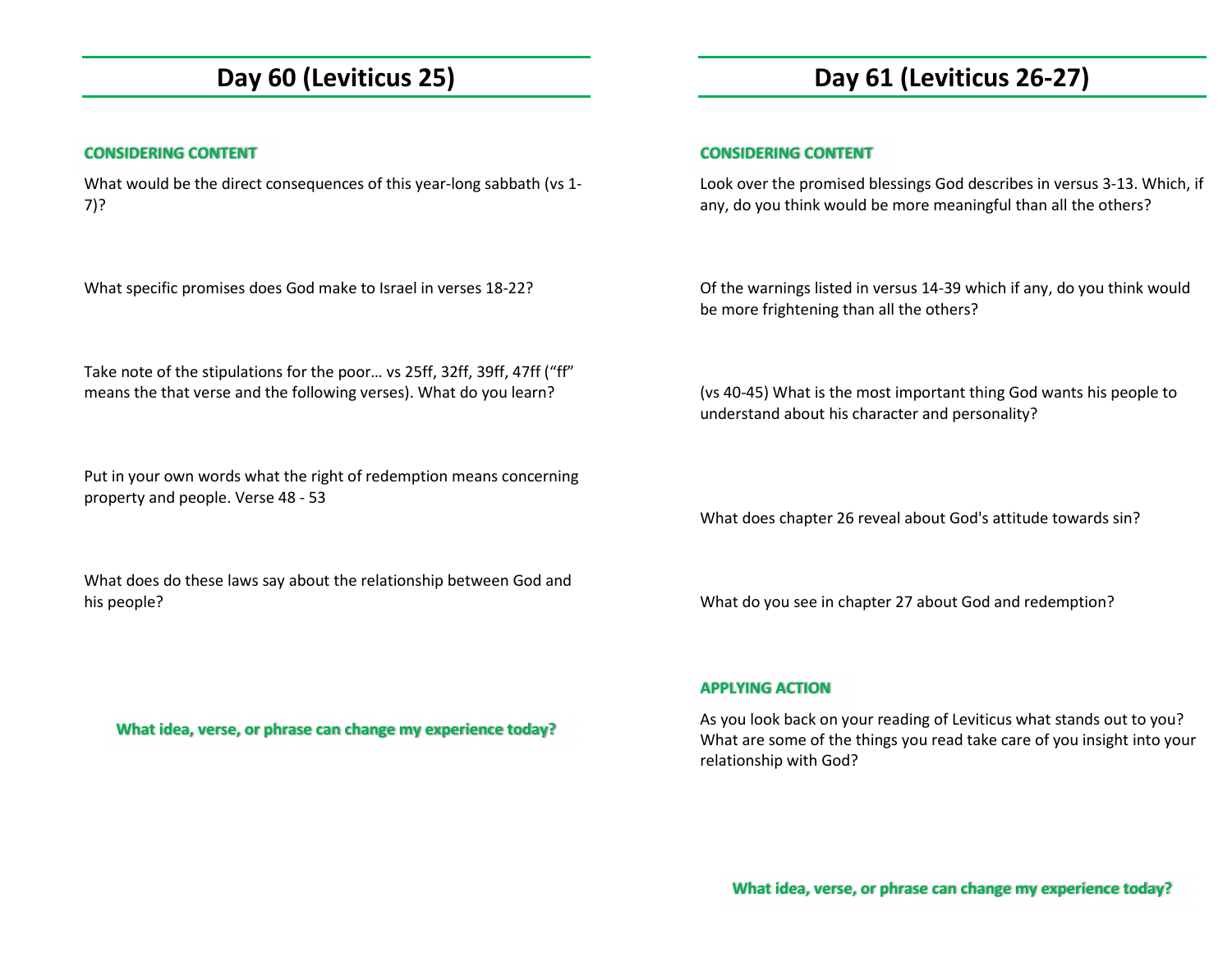# Day 60 (Leviticus 25)

**CONSIDERING CONTENT**

What would be the direct consequences of this year-long sabbath (vs 1-7)?

What specific promises does God make to Israel in verses 18-22?

Take note of the stipulations for the poor… vs 25ff, 32ff, 39ff, 47ff (“ff” means the that verse and the following verses). What do you learn?

Put in your own words what the right of redemption means concerning property and people. Verse 48 - 53

What does do these laws say about the relationship between God and his people?

**What idea, verse, or phrase can change my experience today?**

# Day 61 (Leviticus 26-27)

**CONSIDERING CONTENT**

Look over the promised blessings God describes in versus 3-13. Which, if any, do you think would be more meaningful than all the others?

Of the warnings listed in versus 14-39 which if any, do you think would be more frightening than all the others?

(vs 40-45) What is the most important thing God wants his people to understand about his character and personality?

What does chapter 26 reveal about God's attitude towards sin?

What do you see in chapter 27 about God and redemption?

**APPLYING ACTION**

As you look back on your reading of Leviticus what stands out to you? What are some of the things you read take care of you insight into your relationship with God?

**What idea, verse, or phrase can change my experience today?**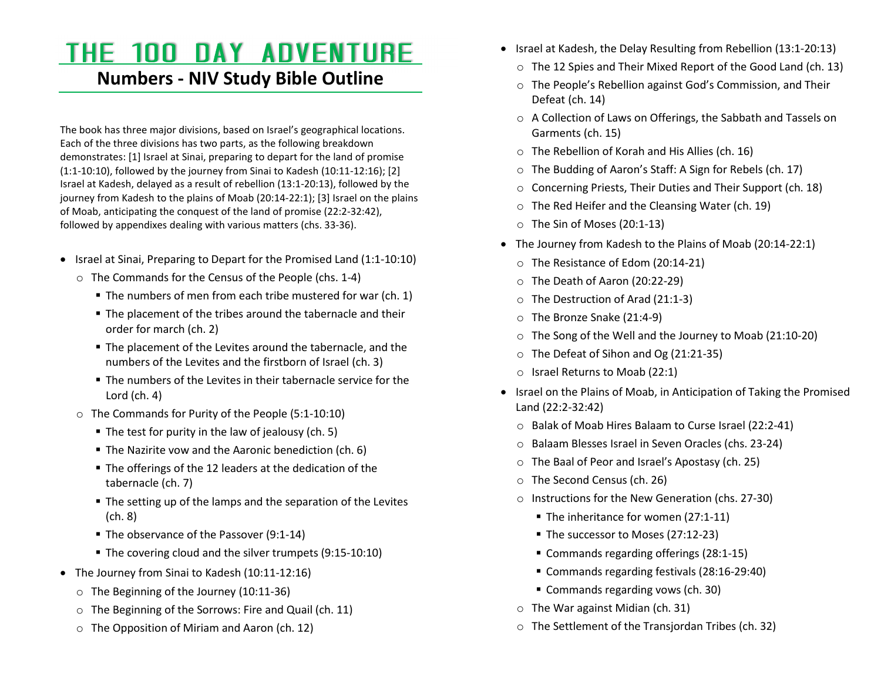# THE 100 DAY ADVENTURE

## Numbers - NIV Study Bible Outline

The book has three major divisions, based on Israel's geographical locations. Each of the three divisions has two parts, as the following breakdown demonstrates: [1] Israel at Sinai, preparing to depart for the land of promise (1:1-10:10), followed by the journey from Sinai to Kadesh (10:11-12:16); [2] Israel at Kadesh, delayed as a result of rebellion (13:1-20:13), followed by the journey from Kadesh to the plains of Moab (20:14-22:1); [3] Israel on the plains of Moab, anticipating the conquest of the land of promise (22:2-32:42), followed by appendixes dealing with various matters (chs. 33-36).

- Israel at Sinai, Preparing to Depart for the Promised Land (1:1-10:10)
  - The Commands for the Census of the People (chs. 1-4)
    - The numbers of men from each tribe mustered for war (ch. 1)
    - The placement of the tribes around the tabernacle and their order for march (ch. 2)
    - The placement of the Levites around the tabernacle, and the numbers of the Levites and the firstborn of Israel (ch. 3)
    - The numbers of the Levites in their tabernacle service for the Lord (ch. 4)
  - The Commands for Purity of the People (5:1-10:10)
    - The test for purity in the law of jealousy (ch. 5)
    - The Nazirite vow and the Aaronic benediction (ch. 6)
    - The offerings of the 12 leaders at the dedication of the tabernacle (ch. 7)
    - The setting up of the lamps and the separation of the Levites (ch. 8)
    - The observance of the Passover (9:1-14)
    - The covering cloud and the silver trumpets (9:15-10:10)
- The Journey from Sinai to Kadesh (10:11-12:16)
  - The Beginning of the Journey (10:11-36)
  - The Beginning of the Sorrows: Fire and Quail (ch. 11)
  - The Opposition of Miriam and Aaron (ch. 12)
- Israel at Kadesh, the Delay Resulting from Rebellion (13:1-20:13)
  - The 12 Spies and Their Mixed Report of the Good Land (ch. 13)
  - The People's Rebellion against God's Commission, and Their Defeat (ch. 14)
  - A Collection of Laws on Offerings, the Sabbath and Tassels on Garments (ch. 15)
  - The Rebellion of Korah and His Allies (ch. 16)
  - The Budding of Aaron's Staff: A Sign for Rebels (ch. 17)
  - Concerning Priests, Their Duties and Their Support (ch. 18)
  - The Red Heifer and the Cleansing Water (ch. 19)
  - The Sin of Moses (20:1-13)
- The Journey from Kadesh to the Plains of Moab (20:14-22:1)
  - The Resistance of Edom (20:14-21)
  - The Death of Aaron (20:22-29)
  - The Destruction of Arad (21:1-3)
  - The Bronze Snake (21:4-9)
  - The Song of the Well and the Journey to Moab (21:10-20)
  - The Defeat of Sihon and Og (21:21-35)
  - Israel Returns to Moab (22:1)
- Israel on the Plains of Moab, in Anticipation of Taking the Promised Land (22:2-32:42)
  - Balak of Moab Hires Balaam to Curse Israel (22:2-41)
  - Balaam Blesses Israel in Seven Oracles (chs. 23-24)
  - The Baal of Peor and Israel's Apostasy (ch. 25)
  - The Second Census (ch. 26)
  - Instructions for the New Generation (chs. 27-30)
    - The inheritance for women (27:1-11)
    - The successor to Moses (27:12-23)
    - Commands regarding offerings (28:1-15)
    - Commands regarding festivals (28:16-29:40)
    - Commands regarding vows (ch. 30)
  - The War against Midian (ch. 31)
  - The Settlement of the Transjordan Tribes (ch. 32)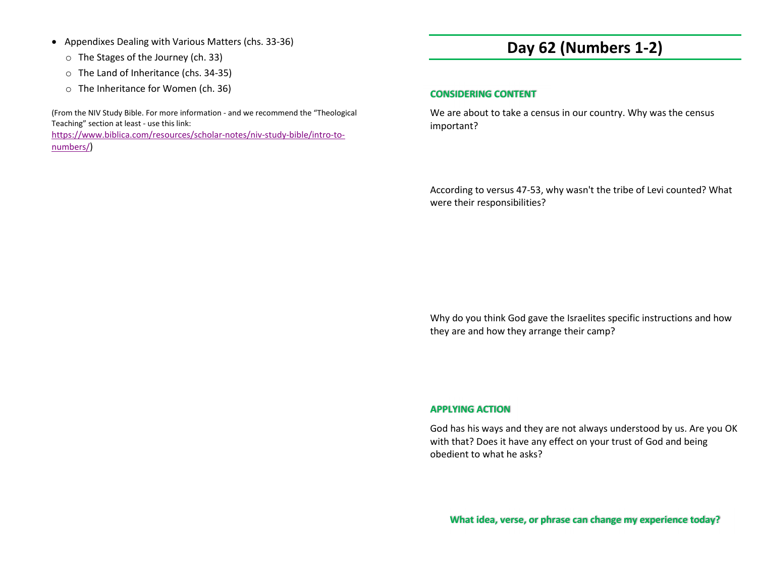- Appendixes Dealing with Various Matters (chs. 33-36)
  - The Stages of the Journey (ch. 33)
  - The Land of Inheritance (chs. 34-35)
  - The Inheritance for Women (ch. 36)

(From the NIV Study Bible. For more information - and we recommend the "Theological Teaching" section at least - use this link: [https://www.biblica.com/resources/scholar-notes/niv-study-bible/intro-to-numbers/](https://www.biblica.com/resources/scholar-notes/niv-study-bible/intro-to-numbers/))

# Day 62 (Numbers 1-2)

**CONSIDERING CONTENT**

We are about to take a census in our country. Why was the census important?

According to versus 47-53, why wasn't the tribe of Levi counted? What were their responsibilities?

Why do you think God gave the Israelites specific instructions and how they are and how they arrange their camp?

**APPLYING ACTION**

God has his ways and they are not always understood by us. Are you OK with that? Does it have any effect on your trust of God and being obedient to what he asks?

**What idea, verse, or phrase can change my experience today?**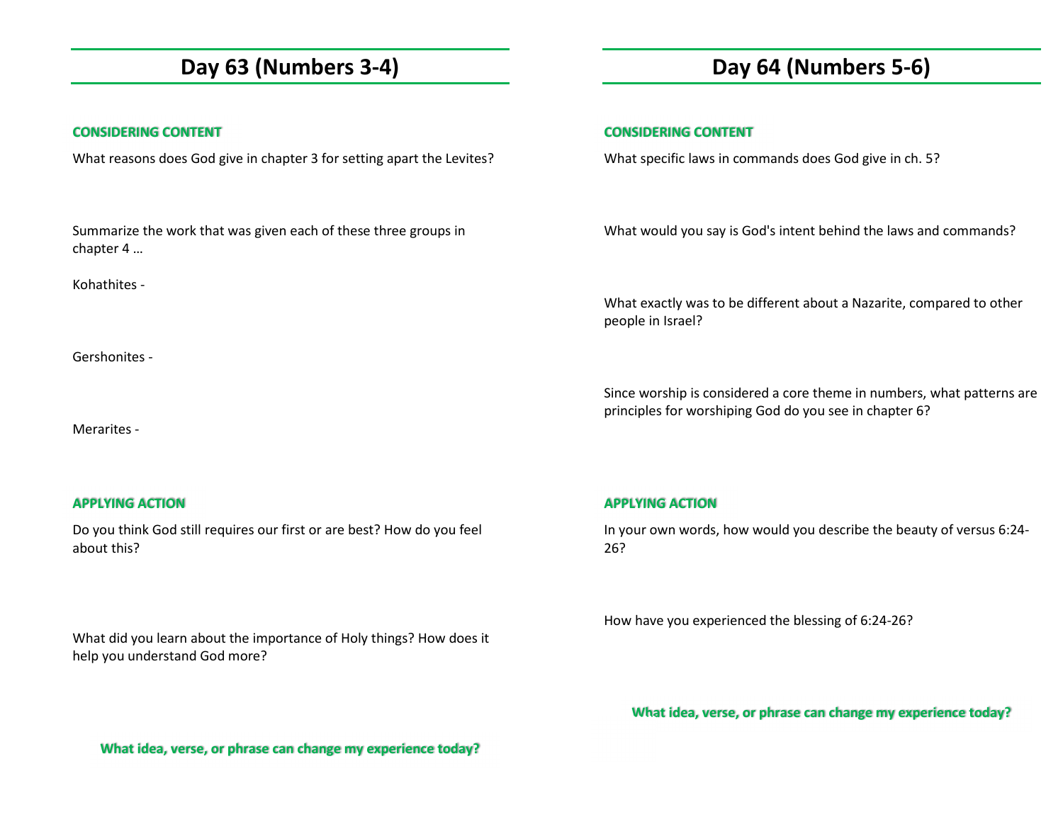# Day 63 (Numbers 3-4)

### CONSIDERING CONTENT

What reasons does God give in chapter 3 for setting apart the Levites?

Summarize the work that was given each of these three groups in chapter 4 …

Kohathites -

Gershonites -

Merarites -

### APPLYING ACTION

Do you think God still requires our first or are best? How do you feel about this?

What did you learn about the importance of Holy things? How does it help you understand God more?

**What idea, verse, or phrase can change my experience today?**

# Day 64 (Numbers 5-6)

### CONSIDERING CONTENT

What specific laws in commands does God give in ch. 5?

What would you say is God's intent behind the laws and commands?

What exactly was to be different about a Nazarite, compared to other people in Israel?

Since worship is considered a core theme in numbers, what patterns are principles for worshiping God do you see in chapter 6?

### APPLYING ACTION

In your own words, how would you describe the beauty of versus 6:24-26?

How have you experienced the blessing of 6:24-26?

**What idea, verse, or phrase can change my experience today?**